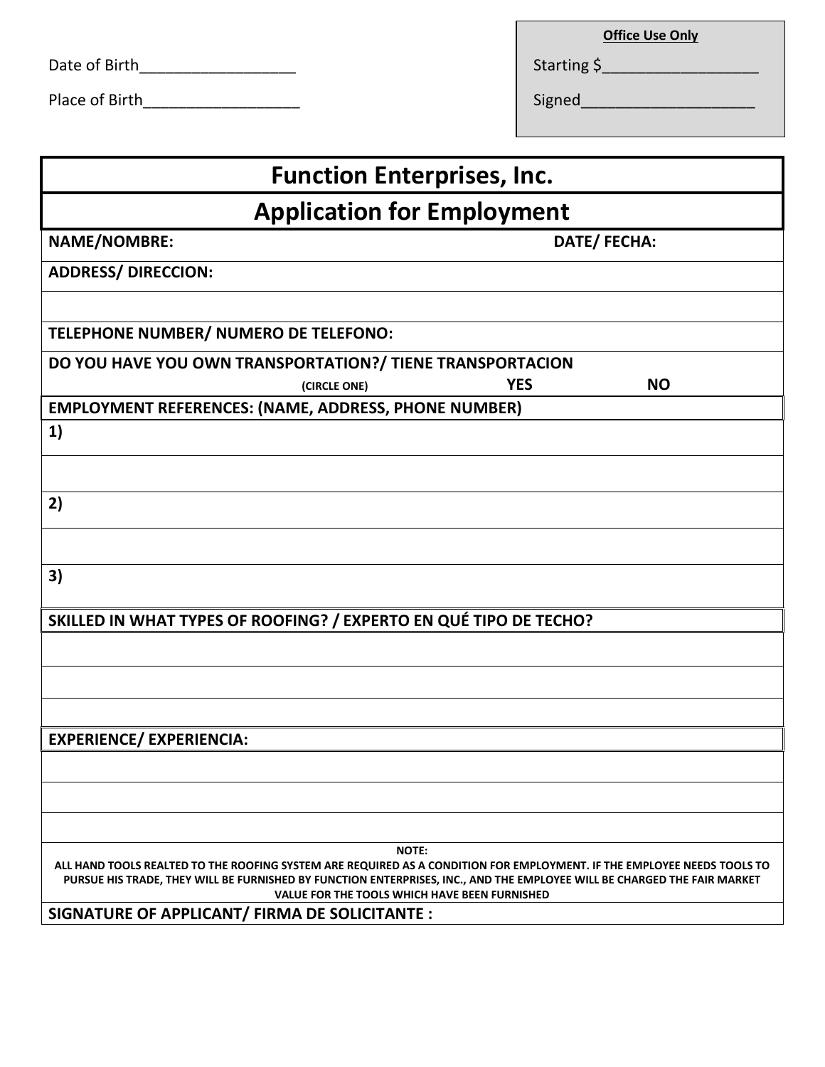Date of Birth__________________

Place of Birth__________________

**Office Use Only**

Starting $__________________

Signed____________________

# Function Enterprises, Inc.

## Application for Employment

**NAME/NOMBRE:** **DATE/ FECHA:**

**ADDRESS/ DIRECCION:**

**TELEPHONE NUMBER/ NUMERO DE TELEFONO:**

**DO YOU HAVE YOU OWN TRANSPORTATION?/ TIENE TRANSPORTACION**

**(CIRCLE ONE)** **YES** **NO**

**EMPLOYMENT REFERENCES: (NAME, ADDRESS, PHONE NUMBER)**

**1)**

**2)**

**3)**

**SKILLED IN WHAT TYPES OF ROOFING? / EXPERTO EN QUÉ TIPO DE TECHO?**

**EXPERIENCE/ EXPERIENCIA:**

**NOTE:**
**ALL HAND TOOLS REALTED TO THE ROOFING SYSTEM ARE REQUIRED AS A CONDITION FOR EMPLOYMENT. IF THE EMPLOYEE NEEDS TOOLS TO PURSUE HIS TRADE, THEY WILL BE FURNISHED BY FUNCTION ENTERPRISES, INC., AND THE EMPLOYEE WILL BE CHARGED THE FAIR MARKET VALUE FOR THE TOOLS WHICH HAVE BEEN FURNISHED**

**SIGNATURE OF APPLICANT/ FIRMA DE SOLICITANTE :**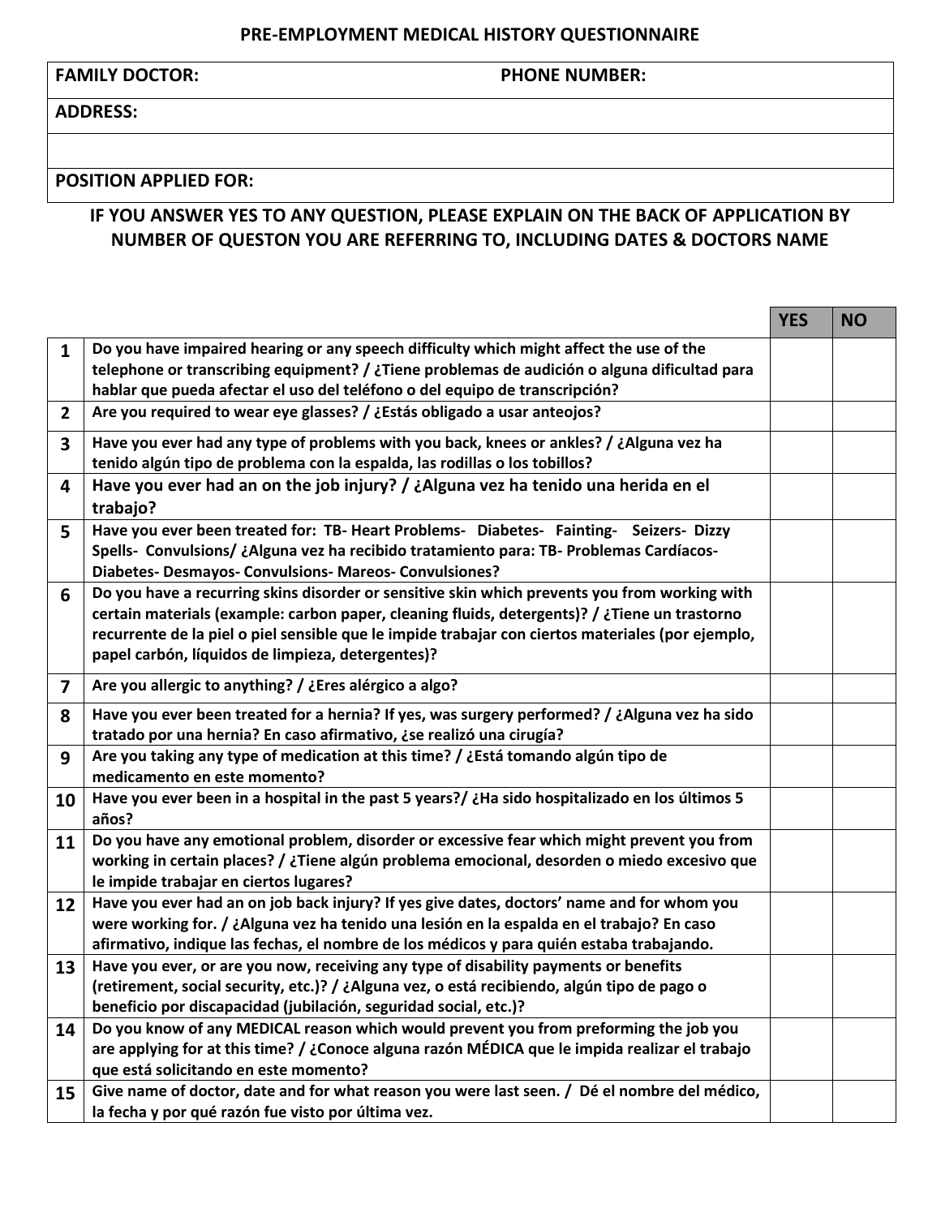## PRE-EMPLOYMENT MEDICAL HISTORY QUESTIONNAIRE

| | |
|---|---|
| **FAMILY DOCTOR:** | **PHONE NUMBER:** |
| **ADDRESS:** | |
| | |
| **POSITION APPLIED FOR:** | |

### IF YOU ANSWER YES TO ANY QUESTION, PLEASE EXPLAIN ON THE BACK OF APPLICATION BY NUMBER OF QUESTON YOU ARE REFERRING TO, INCLUDING DATES & DOCTORS NAME

| | | YES | NO |
|---|---|---|---|
| **1** | **Do you have impaired hearing or any speech difficulty which might affect the use of the telephone or transcribing equipment? / ¿Tiene problemas de audición o alguna dificultad para hablar que pueda afectar el uso del teléfono o del equipo de transcripción?** | | |
| **2** | **Are you required to wear eye glasses? / ¿Estás obligado a usar anteojos?** | | |
| **3** | **Have you ever had any type of problems with you back, knees or ankles? / ¿Alguna vez ha tenido algún tipo de problema con la espalda, las rodillas o los tobillos?** | | |
| **4** | **Have you ever had an on the job injury? / ¿Alguna vez ha tenido una herida en el trabajo?** | | |
| **5** | **Have you ever been treated for: TB- Heart Problems- Diabetes- Fainting- Seizers- Dizzy Spells- Convulsions/ ¿Alguna vez ha recibido tratamiento para: TB- Problemas Cardíacos- Diabetes- Desmayos- Convulsions- Mareos- Convulsiones?** | | |
| **6** | **Do you have a recurring skins disorder or sensitive skin which prevents you from working with certain materials (example: carbon paper, cleaning fluids, detergents)? / ¿Tiene un trastorno recurrente de la piel o piel sensible que le impide trabajar con ciertos materiales (por ejemplo, papel carbón, líquidos de limpieza, detergentes)?** | | |
| **7** | **Are you allergic to anything? / ¿Eres alérgico a algo?** | | |
| **8** | **Have you ever been treated for a hernia? If yes, was surgery performed? / ¿Alguna vez ha sido tratado por una hernia? En caso afirmativo, ¿se realizó una cirugía?** | | |
| **9** | **Are you taking any type of medication at this time? / ¿Está tomando algún tipo de medicamento en este momento?** | | |
| **10** | **Have you ever been in a hospital in the past 5 years?/ ¿Ha sido hospitalizado en los últimos 5 años?** | | |
| **11** | **Do you have any emotional problem, disorder or excessive fear which might prevent you from working in certain places? / ¿Tiene algún problema emocional, desorden o miedo excesivo que le impide trabajar en ciertos lugares?** | | |
| **12** | **Have you ever had an on job back injury? If yes give dates, doctors' name and for whom you were working for. / ¿Alguna vez ha tenido una lesión en la espalda en el trabajo? En caso afirmativo, indique las fechas, el nombre de los médicos y para quién estaba trabajando.** | | |
| **13** | **Have you ever, or are you now, receiving any type of disability payments or benefits (retirement, social security, etc.)? / ¿Alguna vez, o está recibiendo, algún tipo de pago o beneficio por discapacidad (jubilación, seguridad social, etc.)?** | | |
| **14** | **Do you know of any MEDICAL reason which would prevent you from preforming the job you are applying for at this time? / ¿Conoce alguna razón MÉDICA que le impida realizar el trabajo que está solicitando en este momento?** | | |
| **15** | **Give name of doctor, date and for what reason you were last seen. / Dé el nombre del médico, la fecha y por qué razón fue visto por última vez.** | | |